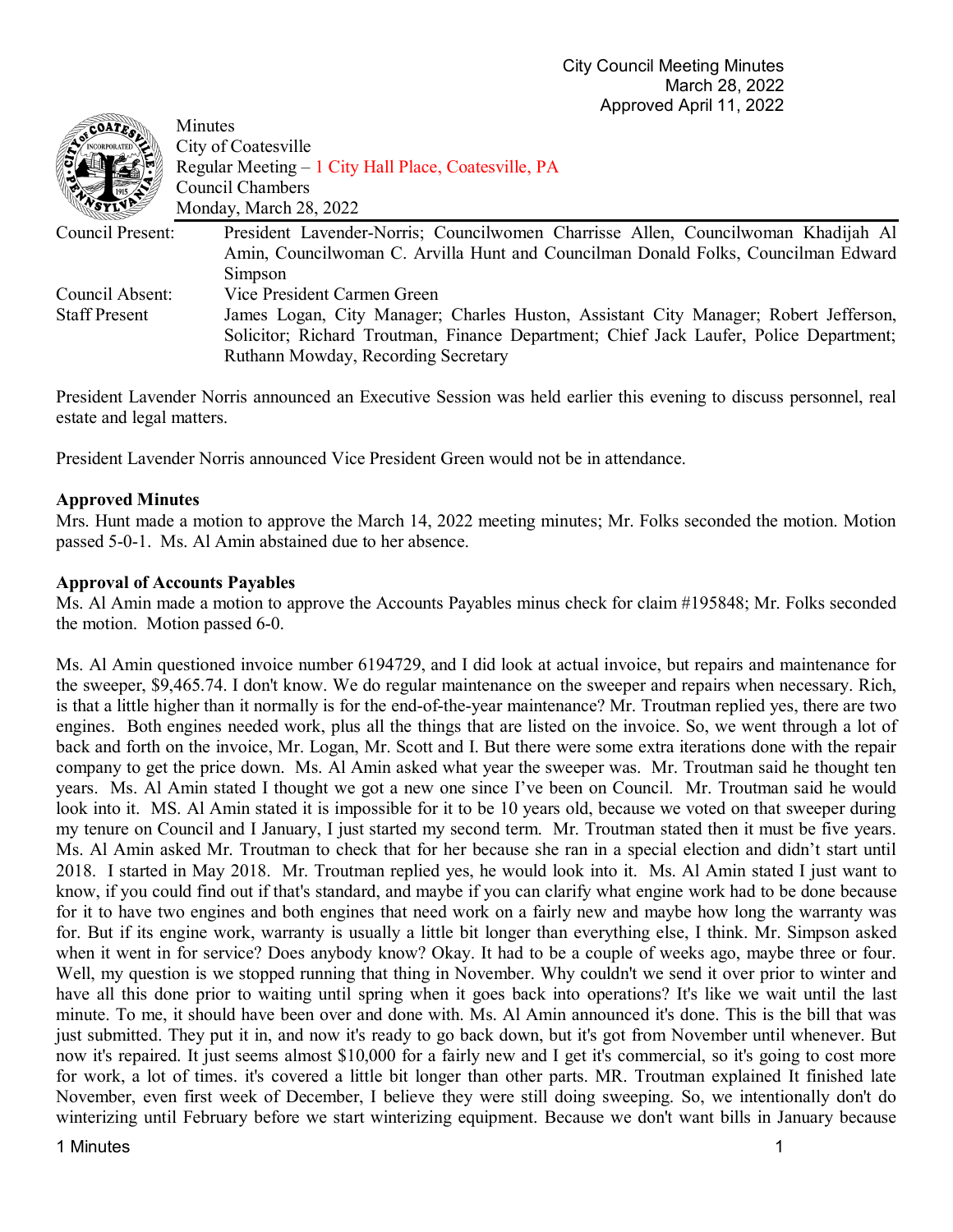City Council Meeting Minutes
March 28, 2022
Approved April 11, 2022

Minutes
City of Coatesville
Regular Meeting – 1 City Hall Place, Coatesville, PA
Council Chambers
Monday, March 28, 2022

| | |
|---|---|
| Council Present: | President Lavender-Norris; Councilwomen Charrisse Allen, Councilwoman Khadijah Al Amin, Councilwoman C. Arvilla Hunt and Councilman Donald Folks, Councilman Edward Simpson |
| Council Absent: | Vice President Carmen Green |
| Staff Present | James Logan, City Manager; Charles Huston, Assistant City Manager; Robert Jefferson, Solicitor; Richard Troutman, Finance Department; Chief Jack Laufer, Police Department; Ruthann Mowday, Recording Secretary |

President Lavender Norris announced an Executive Session was held earlier this evening to discuss personnel, real estate and legal matters.

President Lavender Norris announced Vice President Green would not be in attendance.

**Approved Minutes**

Mrs. Hunt made a motion to approve the March 14, 2022 meeting minutes; Mr. Folks seconded the motion. Motion passed 5-0-1. Ms. Al Amin abstained due to her absence.

**Approval of Accounts Payables**

Ms. Al Amin made a motion to approve the Accounts Payables minus check for claim #195848; Mr. Folks seconded the motion. Motion passed 6-0.

Ms. Al Amin questioned invoice number 6194729, and I did look at actual invoice, but repairs and maintenance for the sweeper, $9,465.74. I don't know. We do regular maintenance on the sweeper and repairs when necessary. Rich, is that a little higher than it normally is for the end-of-the-year maintenance? Mr. Troutman replied yes, there are two engines. Both engines needed work, plus all the things that are listed on the invoice. So, we went through a lot of back and forth on the invoice, Mr. Logan, Mr. Scott and I. But there were some extra iterations done with the repair company to get the price down. Ms. Al Amin asked what year the sweeper was. Mr. Troutman said he thought ten years. Ms. Al Amin stated I thought we got a new one since I've been on Council. Mr. Troutman said he would look into it. MS. Al Amin stated it is impossible for it to be 10 years old, because we voted on that sweeper during my tenure on Council and I January, I just started my second term. Mr. Troutman stated then it must be five years. Ms. Al Amin asked Mr. Troutman to check that for her because she ran in a special election and didn't start until 2018. I started in May 2018. Mr. Troutman replied yes, he would look into it. Ms. Al Amin stated I just want to know, if you could find out if that's standard, and maybe if you can clarify what engine work had to be done because for it to have two engines and both engines that need work on a fairly new and maybe how long the warranty was for. But if its engine work, warranty is usually a little bit longer than everything else, I think. Mr. Simpson asked when it went in for service? Does anybody know? Okay. It had to be a couple of weeks ago, maybe three or four. Well, my question is we stopped running that thing in November. Why couldn't we send it over prior to winter and have all this done prior to waiting until spring when it goes back into operations? It's like we wait until the last minute. To me, it should have been over and done with. Ms. Al Amin announced it's done. This is the bill that was just submitted. They put it in, and now it's ready to go back down, but it's got from November until whenever. But now it's repaired. It just seems almost $10,000 for a fairly new and I get it's commercial, so it's going to cost more for work, a lot of times. it's covered a little bit longer than other parts. MR. Troutman explained It finished late November, even first week of December, I believe they were still doing sweeping. So, we intentionally don't do winterizing until February before we start winterizing equipment. Because we don't want bills in January because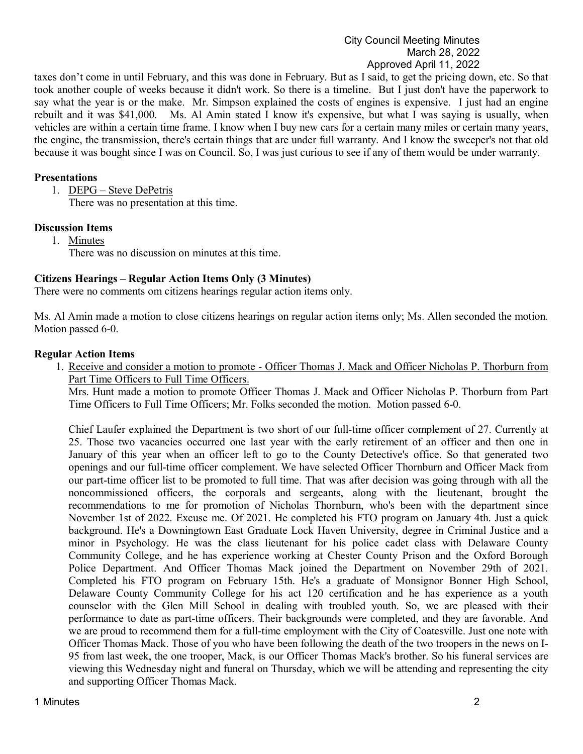taxes don't come in until February, and this was done in February. But as I said, to get the pricing down, etc. So that took another couple of weeks because it didn't work. So there is a timeline. But I just don't have the paperwork to say what the year is or the make. Mr. Simpson explained the costs of engines is expensive. I just had an engine rebuilt and it was $41,000. Ms. Al Amin stated I know it's expensive, but what I was saying is usually, when vehicles are within a certain time frame. I know when I buy new cars for a certain many miles or certain many years, the engine, the transmission, there's certain things that are under full warranty. And I know the sweeper's not that old because it was bought since I was on Council. So, I was just curious to see if any of them would be under warranty.

**Presentations**

1. DEPG – Steve DePetris
   There was no presentation at this time.

**Discussion Items**

1. Minutes
   There was no discussion on minutes at this time.

**Citizens Hearings – Regular Action Items Only (3 Minutes)**

There were no comments om citizens hearings regular action items only.

Ms. Al Amin made a motion to close citizens hearings on regular action items only; Ms. Allen seconded the motion. Motion passed 6-0.

**Regular Action Items**

1. Receive and consider a motion to promote - Officer Thomas J. Mack and Officer Nicholas P. Thorburn from Part Time Officers to Full Time Officers.
   Mrs. Hunt made a motion to promote Officer Thomas J. Mack and Officer Nicholas P. Thorburn from Part Time Officers to Full Time Officers; Mr. Folks seconded the motion. Motion passed 6-0.

   Chief Laufer explained the Department is two short of our full-time officer complement of 27. Currently at 25. Those two vacancies occurred one last year with the early retirement of an officer and then one in January of this year when an officer left to go to the County Detective's office. So that generated two openings and our full-time officer complement. We have selected Officer Thornburn and Officer Mack from our part-time officer list to be promoted to full time. That was after decision was going through with all the noncommissioned officers, the corporals and sergeants, along with the lieutenant, brought the recommendations to me for promotion of Nicholas Thornburn, who's been with the department since November 1st of 2022. Excuse me. Of 2021. He completed his FTO program on January 4th. Just a quick background. He's a Downingtown East Graduate Lock Haven University, degree in Criminal Justice and a minor in Psychology. He was the class lieutenant for his police cadet class with Delaware County Community College, and he has experience working at Chester County Prison and the Oxford Borough Police Department. And Officer Thomas Mack joined the Department on November 29th of 2021. Completed his FTO program on February 15th. He's a graduate of Monsignor Bonner High School, Delaware County Community College for his act 120 certification and he has experience as a youth counselor with the Glen Mill School in dealing with troubled youth. So, we are pleased with their performance to date as part-time officers. Their backgrounds were completed, and they are favorable. And we are proud to recommend them for a full-time employment with the City of Coatesville. Just one note with Officer Thomas Mack. Those of you who have been following the death of the two troopers in the news on I-95 from last week, the one trooper, Mack, is our Officer Thomas Mack's brother. So his funeral services are viewing this Wednesday night and funeral on Thursday, which we will be attending and representing the city and supporting Officer Thomas Mack.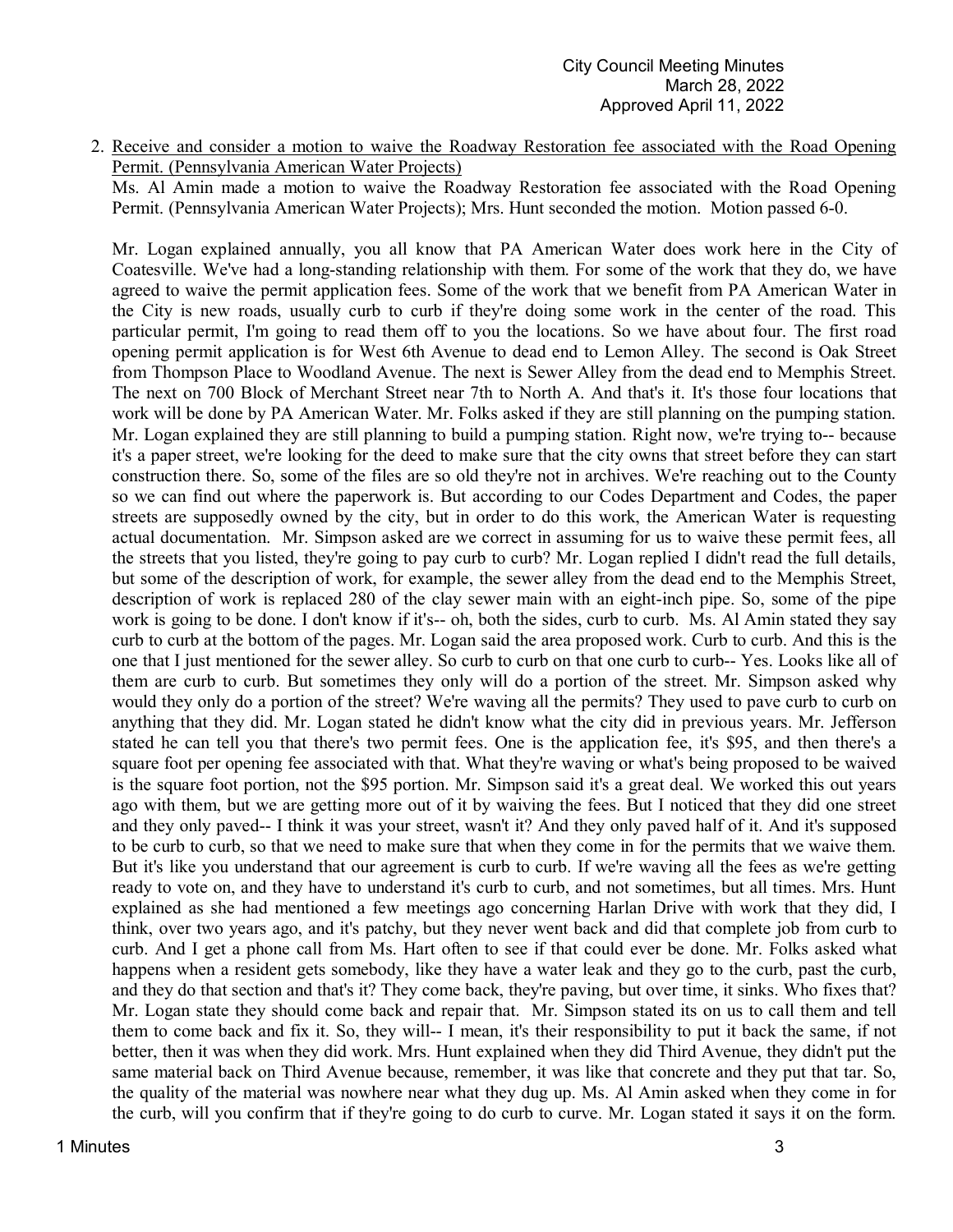2. <u>Receive and consider a motion to waive the Roadway Restoration fee associated with the Road Opening Permit. (Pennsylvania American Water Projects)</u>

   Ms. Al Amin made a motion to waive the Roadway Restoration fee associated with the Road Opening Permit. (Pennsylvania American Water Projects); Mrs. Hunt seconded the motion. Motion passed 6-0.

   Mr. Logan explained annually, you all know that PA American Water does work here in the City of Coatesville. We've had a long-standing relationship with them. For some of the work that they do, we have agreed to waive the permit application fees. Some of the work that we benefit from PA American Water in the City is new roads, usually curb to curb if they're doing some work in the center of the road. This particular permit, I'm going to read them off to you the locations. So we have about four. The first road opening permit application is for West 6th Avenue to dead end to Lemon Alley. The second is Oak Street from Thompson Place to Woodland Avenue. The next is Sewer Alley from the dead end to Memphis Street. The next on 700 Block of Merchant Street near 7th to North A. And that's it. It's those four locations that work will be done by PA American Water. Mr. Folks asked if they are still planning on the pumping station. Mr. Logan explained they are still planning to build a pumping station. Right now, we're trying to-- because it's a paper street, we're looking for the deed to make sure that the city owns that street before they can start construction there. So, some of the files are so old they're not in archives. We're reaching out to the County so we can find out where the paperwork is. But according to our Codes Department and Codes, the paper streets are supposedly owned by the city, but in order to do this work, the American Water is requesting actual documentation. Mr. Simpson asked are we correct in assuming for us to waive these permit fees, all the streets that you listed, they're going to pay curb to curb? Mr. Logan replied I didn't read the full details, but some of the description of work, for example, the sewer alley from the dead end to the Memphis Street, description of work is replaced 280 of the clay sewer main with an eight-inch pipe. So, some of the pipe work is going to be done. I don't know if it's-- oh, both the sides, curb to curb. Ms. Al Amin stated they say curb to curb at the bottom of the pages. Mr. Logan said the area proposed work. Curb to curb. And this is the one that I just mentioned for the sewer alley. So curb to curb on that one curb to curb-- Yes. Looks like all of them are curb to curb. But sometimes they only will do a portion of the street. Mr. Simpson asked why would they only do a portion of the street? We're waving all the permits? They used to pave curb to curb on anything that they did. Mr. Logan stated he didn't know what the city did in previous years. Mr. Jefferson stated he can tell you that there's two permit fees. One is the application fee, it's $95, and then there's a square foot per opening fee associated with that. What they're waving or what's being proposed to be waived is the square foot portion, not the $95 portion. Mr. Simpson said it's a great deal. We worked this out years ago with them, but we are getting more out of it by waiving the fees. But I noticed that they did one street and they only paved-- I think it was your street, wasn't it? And they only paved half of it. And it's supposed to be curb to curb, so that we need to make sure that when they come in for the permits that we waive them. But it's like you understand that our agreement is curb to curb. If we're waving all the fees as we're getting ready to vote on, and they have to understand it's curb to curb, and not sometimes, but all times. Mrs. Hunt explained as she had mentioned a few meetings ago concerning Harlan Drive with work that they did, I think, over two years ago, and it's patchy, but they never went back and did that complete job from curb to curb. And I get a phone call from Ms. Hart often to see if that could ever be done. Mr. Folks asked what happens when a resident gets somebody, like they have a water leak and they go to the curb, past the curb, and they do that section and that's it? They come back, they're paving, but over time, it sinks. Who fixes that? Mr. Logan state they should come back and repair that. Mr. Simpson stated its on us to call them and tell them to come back and fix it. So, they will-- I mean, it's their responsibility to put it back the same, if not better, then it was when they did work. Mrs. Hunt explained when they did Third Avenue, they didn't put the same material back on Third Avenue because, remember, it was like that concrete and they put that tar. So, the quality of the material was nowhere near what they dug up. Ms. Al Amin asked when they come in for the curb, will you confirm that if they're going to do curb to curve. Mr. Logan stated it says it on the form.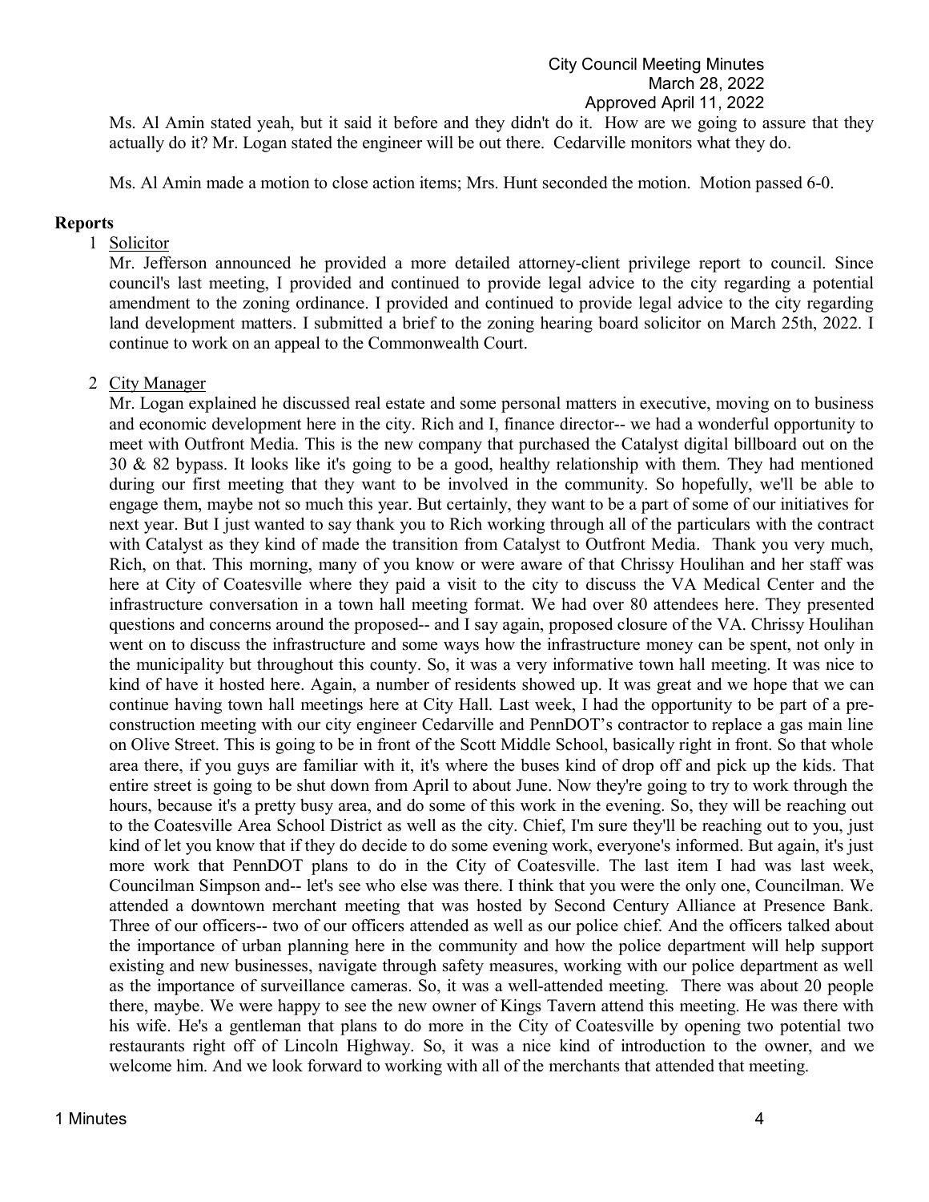Ms. Al Amin stated yeah, but it said it before and they didn't do it. How are we going to assure that they actually do it? Mr. Logan stated the engineer will be out there. Cedarville monitors what they do.

Ms. Al Amin made a motion to close action items; Mrs. Hunt seconded the motion. Motion passed 6-0.

## Reports

1 Solicitor

Mr. Jefferson announced he provided a more detailed attorney-client privilege report to council. Since council's last meeting, I provided and continued to provide legal advice to the city regarding a potential amendment to the zoning ordinance. I provided and continued to provide legal advice to the city regarding land development matters. I submitted a brief to the zoning hearing board solicitor on March 25th, 2022. I continue to work on an appeal to the Commonwealth Court.

2 City Manager

Mr. Logan explained he discussed real estate and some personal matters in executive, moving on to business and economic development here in the city. Rich and I, finance director-- we had a wonderful opportunity to meet with Outfront Media. This is the new company that purchased the Catalyst digital billboard out on the 30 & 82 bypass. It looks like it's going to be a good, healthy relationship with them. They had mentioned during our first meeting that they want to be involved in the community. So hopefully, we'll be able to engage them, maybe not so much this year. But certainly, they want to be a part of some of our initiatives for next year. But I just wanted to say thank you to Rich working through all of the particulars with the contract with Catalyst as they kind of made the transition from Catalyst to Outfront Media. Thank you very much, Rich, on that. This morning, many of you know or were aware of that Chrissy Houlihan and her staff was here at City of Coatesville where they paid a visit to the city to discuss the VA Medical Center and the infrastructure conversation in a town hall meeting format. We had over 80 attendees here. They presented questions and concerns around the proposed-- and I say again, proposed closure of the VA. Chrissy Houlihan went on to discuss the infrastructure and some ways how the infrastructure money can be spent, not only in the municipality but throughout this county. So, it was a very informative town hall meeting. It was nice to kind of have it hosted here. Again, a number of residents showed up. It was great and we hope that we can continue having town hall meetings here at City Hall. Last week, I had the opportunity to be part of a pre-construction meeting with our city engineer Cedarville and PennDOT's contractor to replace a gas main line on Olive Street. This is going to be in front of the Scott Middle School, basically right in front. So that whole area there, if you guys are familiar with it, it's where the buses kind of drop off and pick up the kids. That entire street is going to be shut down from April to about June. Now they're going to try to work through the hours, because it's a pretty busy area, and do some of this work in the evening. So, they will be reaching out to the Coatesville Area School District as well as the city. Chief, I'm sure they'll be reaching out to you, just kind of let you know that if they do decide to do some evening work, everyone's informed. But again, it's just more work that PennDOT plans to do in the City of Coatesville. The last item I had was last week, Councilman Simpson and-- let's see who else was there. I think that you were the only one, Councilman. We attended a downtown merchant meeting that was hosted by Second Century Alliance at Presence Bank. Three of our officers-- two of our officers attended as well as our police chief. And the officers talked about the importance of urban planning here in the community and how the police department will help support existing and new businesses, navigate through safety measures, working with our police department as well as the importance of surveillance cameras. So, it was a well-attended meeting. There was about 20 people there, maybe. We were happy to see the new owner of Kings Tavern attend this meeting. He was there with his wife. He's a gentleman that plans to do more in the City of Coatesville by opening two potential two restaurants right off of Lincoln Highway. So, it was a nice kind of introduction to the owner, and we welcome him. And we look forward to working with all of the merchants that attended that meeting.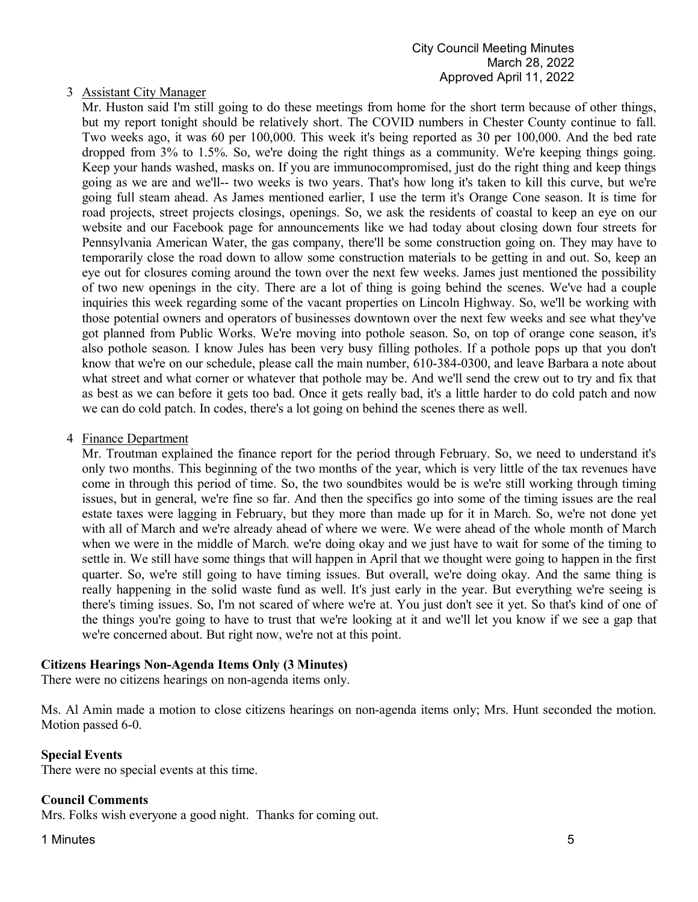3 Assistant City Manager

Mr. Huston said I'm still going to do these meetings from home for the short term because of other things, but my report tonight should be relatively short. The COVID numbers in Chester County continue to fall. Two weeks ago, it was 60 per 100,000. This week it's being reported as 30 per 100,000. And the bed rate dropped from 3% to 1.5%. So, we're doing the right things as a community. We're keeping things going. Keep your hands washed, masks on. If you are immunocompromised, just do the right thing and keep things going as we are and we'll-- two weeks is two years. That's how long it's taken to kill this curve, but we're going full steam ahead. As James mentioned earlier, I use the term it's Orange Cone season. It is time for road projects, street projects closings, openings. So, we ask the residents of coastal to keep an eye on our website and our Facebook page for announcements like we had today about closing down four streets for Pennsylvania American Water, the gas company, there'll be some construction going on. They may have to temporarily close the road down to allow some construction materials to be getting in and out. So, keep an eye out for closures coming around the town over the next few weeks. James just mentioned the possibility of two new openings in the city. There are a lot of thing is going behind the scenes. We've had a couple inquiries this week regarding some of the vacant properties on Lincoln Highway. So, we'll be working with those potential owners and operators of businesses downtown over the next few weeks and see what they've got planned from Public Works. We're moving into pothole season. So, on top of orange cone season, it's also pothole season. I know Jules has been very busy filling potholes. If a pothole pops up that you don't know that we're on our schedule, please call the main number, 610-384-0300, and leave Barbara a note about what street and what corner or whatever that pothole may be. And we'll send the crew out to try and fix that as best as we can before it gets too bad. Once it gets really bad, it's a little harder to do cold patch and now we can do cold patch. In codes, there's a lot going on behind the scenes there as well.

4 Finance Department

Mr. Troutman explained the finance report for the period through February. So, we need to understand it's only two months. This beginning of the two months of the year, which is very little of the tax revenues have come in through this period of time. So, the two soundbites would be is we're still working through timing issues, but in general, we're fine so far. And then the specifics go into some of the timing issues are the real estate taxes were lagging in February, but they more than made up for it in March. So, we're not done yet with all of March and we're already ahead of where we were. We were ahead of the whole month of March when we were in the middle of March. we're doing okay and we just have to wait for some of the timing to settle in. We still have some things that will happen in April that we thought were going to happen in the first quarter. So, we're still going to have timing issues. But overall, we're doing okay. And the same thing is really happening in the solid waste fund as well. It's just early in the year. But everything we're seeing is there's timing issues. So, I'm not scared of where we're at. You just don't see it yet. So that's kind of one of the things you're going to have to trust that we're looking at it and we'll let you know if we see a gap that we're concerned about. But right now, we're not at this point.

**Citizens Hearings Non-Agenda Items Only (3 Minutes)**

There were no citizens hearings on non-agenda items only.

Ms. Al Amin made a motion to close citizens hearings on non-agenda items only; Mrs. Hunt seconded the motion. Motion passed 6-0.

**Special Events**

There were no special events at this time.

**Council Comments**

Mrs. Folks wish everyone a good night. Thanks for coming out.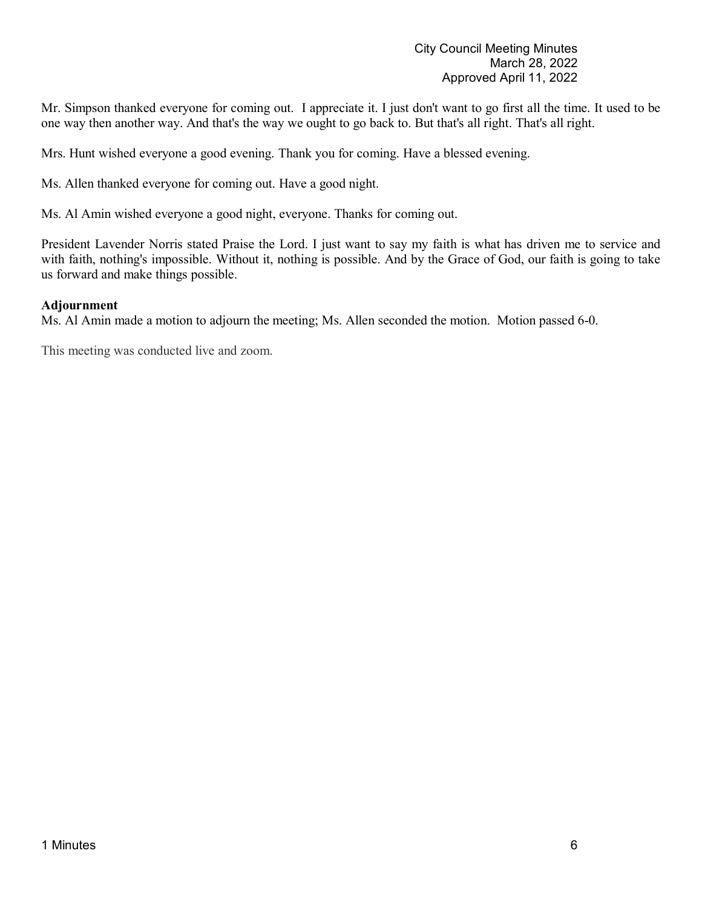Mr. Simpson thanked everyone for coming out. I appreciate it. I just don't want to go first all the time. It used to be one way then another way. And that's the way we ought to go back to. But that's all right. That's all right.

Mrs. Hunt wished everyone a good evening. Thank you for coming. Have a blessed evening.

Ms. Allen thanked everyone for coming out. Have a good night.

Ms. Al Amin wished everyone a good night, everyone. Thanks for coming out.

President Lavender Norris stated Praise the Lord. I just want to say my faith is what has driven me to service and with faith, nothing's impossible. Without it, nothing is possible. And by the Grace of God, our faith is going to take us forward and make things possible.

**Adjournment**

Ms. Al Amin made a motion to adjourn the meeting; Ms. Allen seconded the motion. Motion passed 6-0.

This meeting was conducted live and zoom.